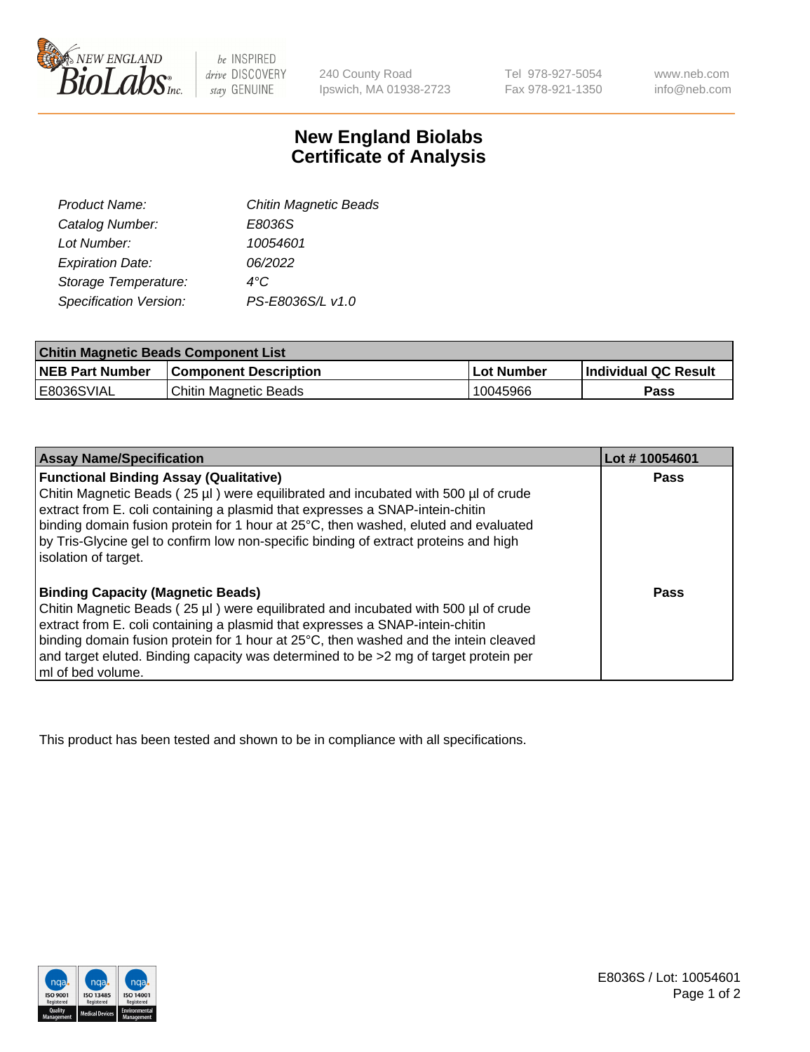# New England Biolabs Certificate of Analysis

| | |
|---|---|
| *Product Name:* | *Chitin Magnetic Beads* |
| *Catalog Number:* | *E8036S* |
| *Lot Number:* | *10054601* |
| *Expiration Date:* | *06/2022* |
| *Storage Temperature:* | *4°C* |
| *Specification Version:* | *PS-E8036S/L v1.0* |

| Chitin Magnetic Beads Component List | | | |
|---|---|---|---|
| **NEB Part Number** | **Component Description** | **Lot Number** | **Individual QC Result** |
| E8036SVIAL | Chitin Magnetic Beads | 10045966 | **Pass** |

| Assay Name/Specification | Lot # 10054601 |
|---|---|
| **Functional Binding Assay (Qualitative)** Chitin Magnetic Beads ( 25 µl ) were equilibrated and incubated with 500 µl of crude extract from E. coli containing a plasmid that expresses a SNAP-intein-chitin binding domain fusion protein for 1 hour at 25°C, then washed, eluted and evaluated by Tris-Glycine gel to confirm low non-specific binding of extract proteins and high isolation of target. | **Pass** |
| **Binding Capacity (Magnetic Beads)** Chitin Magnetic Beads ( 25 µl ) were equilibrated and incubated with 500 µl of crude extract from E. coli containing a plasmid that expresses a SNAP-intein-chitin binding domain fusion protein for 1 hour at 25°C, then washed and the intein cleaved and target eluted. Binding capacity was determined to be >2 mg of target protein per ml of bed volume. | **Pass** |

This product has been tested and shown to be in compliance with all specifications.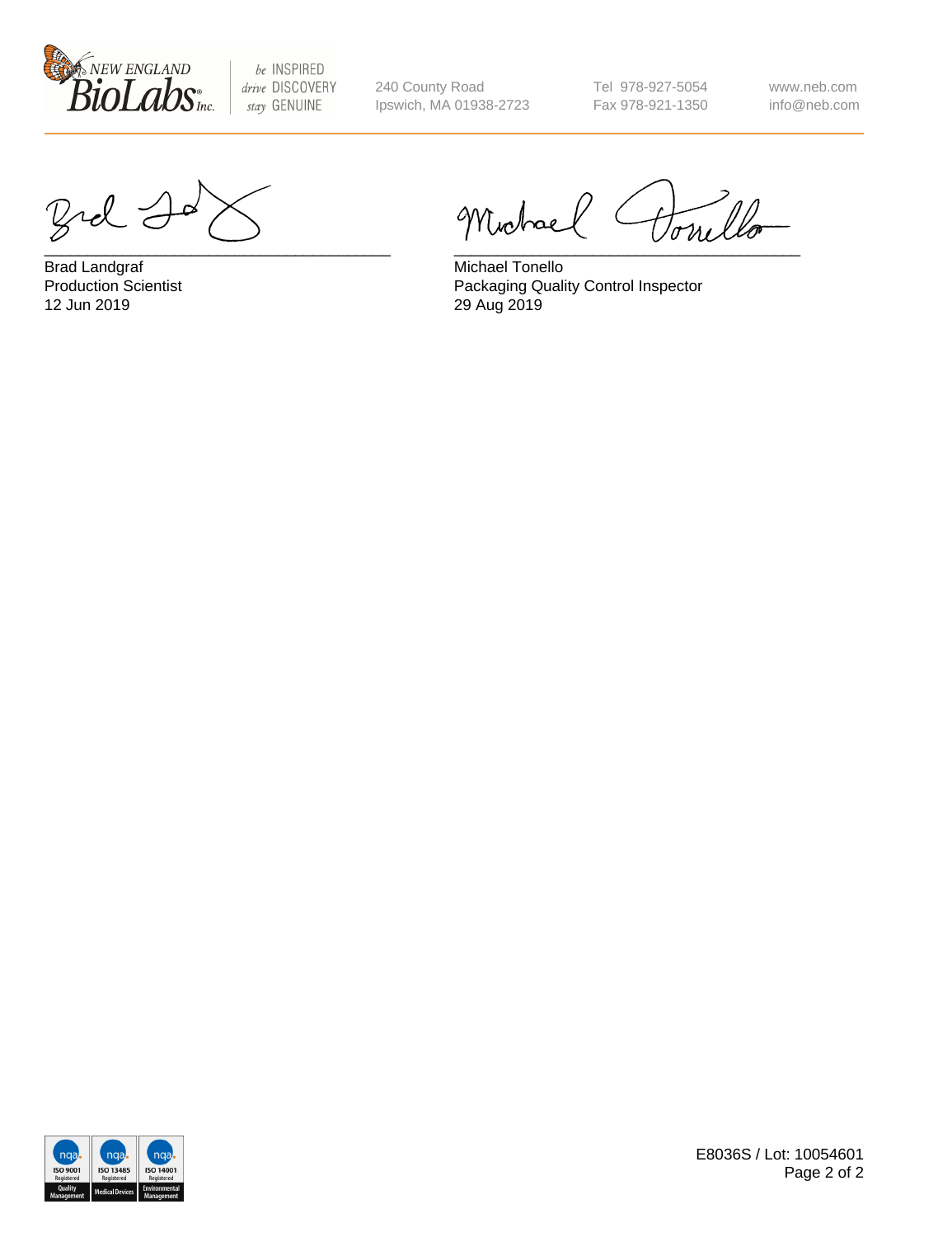240 County Road
Ipswich, MA 01938-2723

Tel 978-927-5054
Fax 978-921-1350

www.neb.com
info@neb.com

\_\_\_\_\_\_\_\_\_\_\_\_\_\_\_\_\_\_\_\_\_\_\_\_\_\_\_\_\_\_\_\_\_\_\_\_\_\_\_\_

Brad Landgraf
Production Scientist
12 Jun 2019

\_\_\_\_\_\_\_\_\_\_\_\_\_\_\_\_\_\_\_\_\_\_\_\_\_\_\_\_\_\_\_\_\_\_\_\_\_\_\_\_

Michael Tonello
Packaging Quality Control Inspector
29 Aug 2019

E8036S / Lot: 10054601